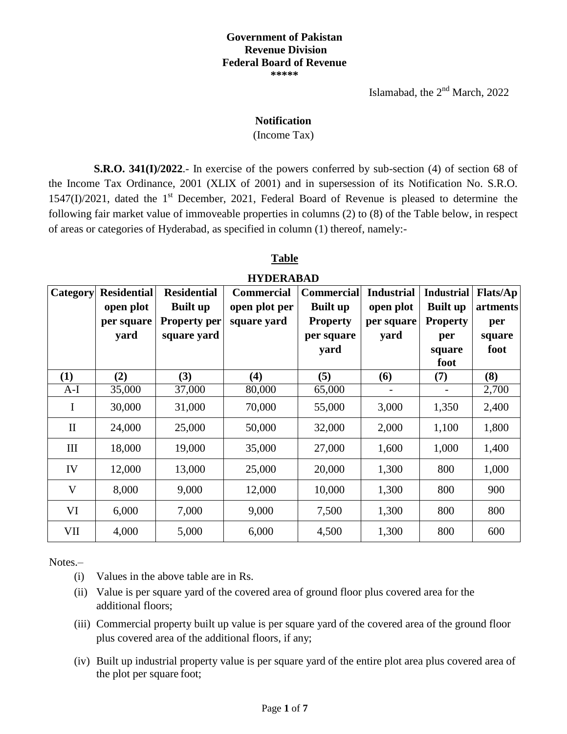**Government of Pakistan**
**Revenue Division**
**Federal Board of Revenue**
**\*\*\*\*\***

Islamabad, the 2nd March, 2022

**Notification**

(Income Tax)

**S.R.O. 341(I)/2022**.- In exercise of the powers conferred by sub-section (4) of section 68 of the Income Tax Ordinance, 2001 (XLIX of 2001) and in supersession of its Notification No. S.R.O. 1547(I)/2021, dated the 1st December, 2021, Federal Board of Revenue is pleased to determine the following fair market value of immoveable properties in columns (2) to (8) of the Table below, in respect of areas or categories of Hyderabad, as specified in column (1) thereof, namely:-

**Table**

**HYDERABAD**

| Category | Residential open plot per square yard | Residential Built up Property per square yard | Commercial open plot per square yard | Commercial Built up Property per square yard | Industrial open plot per square yard | Industrial Built up Property per square foot | Flats/Apartments per square foot |
|---|---|---|---|---|---|---|---|
| **(1)** | **(2)** | **(3)** | **(4)** | **(5)** | **(6)** | **(7)** | **(8)** |
| A-I | 35,000 | 37,000 | 80,000 | 65,000 | - | - | 2,700 |
| I | 30,000 | 31,000 | 70,000 | 55,000 | 3,000 | 1,350 | 2,400 |
| II | 24,000 | 25,000 | 50,000 | 32,000 | 2,000 | 1,100 | 1,800 |
| III | 18,000 | 19,000 | 35,000 | 27,000 | 1,600 | 1,000 | 1,400 |
| IV | 12,000 | 13,000 | 25,000 | 20,000 | 1,300 | 800 | 1,000 |
| V | 8,000 | 9,000 | 12,000 | 10,000 | 1,300 | 800 | 900 |
| VI | 6,000 | 7,000 | 9,000 | 7,500 | 1,300 | 800 | 800 |
| VII | 4,000 | 5,000 | 6,000 | 4,500 | 1,300 | 800 | 600 |

Notes.–

(i) Values in the above table are in Rs.

(ii) Value is per square yard of the covered area of ground floor plus covered area for the additional floors;

(iii) Commercial property built up value is per square yard of the covered area of the ground floor plus covered area of the additional floors, if any;

(iv) Built up industrial property value is per square yard of the entire plot area plus covered area of the plot per square foot;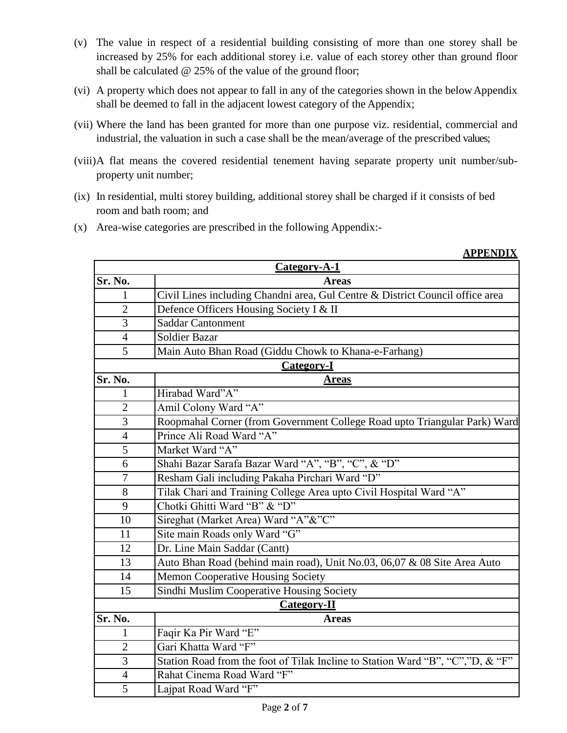(v) The value in respect of a residential building consisting of more than one storey shall be increased by 25% for each additional storey i.e. value of each storey other than ground floor shall be calculated @ 25% of the value of the ground floor;

(vi) A property which does not appear to fall in any of the categories shown in the below Appendix shall be deemed to fall in the adjacent lowest category of the Appendix;

(vii) Where the land has been granted for more than one purpose viz. residential, commercial and industrial, the valuation in such a case shall be the mean/average of the prescribed values;

(viii) A flat means the covered residential tenement having separate property unit number/sub-property unit number;

(ix) In residential, multi storey building, additional storey shall be charged if it consists of bed room and bath room; and

(x) Area-wise categories are prescribed in the following Appendix:-

**APPENDIX**

| **Category-A-1** | |
|---|---|
| **Sr. No.** | **Areas** |
| 1 | Civil Lines including Chandni area, Gul Centre & District Council office area |
| 2 | Defence Officers Housing Society I & II |
| 3 | Saddar Cantonment |
| 4 | Soldier Bazar |
| 5 | Main Auto Bhan Road (Giddu Chowk to Khana-e-Farhang) |
| **Category-I** | |
| **Sr. No.** | **Areas** |
| 1 | Hirabad Ward"A" |
| 2 | Amil Colony Ward "A" |
| 3 | Roopmahal Corner (from Government College Road upto Triangular Park) Ward |
| 4 | Prince Ali Road Ward "A" |
| 5 | Market Ward "A" |
| 6 | Shahi Bazar Sarafa Bazar Ward "A", "B", "C", & "D" |
| 7 | Resham Gali including Pakaha Pirchari Ward "D" |
| 8 | Tilak Chari and Training College Area upto Civil Hospital Ward "A" |
| 9 | Chotki Ghitti Ward "B" & "D" |
| 10 | Sireghat (Market Area) Ward "A"&"C" |
| 11 | Site main Roads only Ward "G" |
| 12 | Dr. Line Main Saddar (Cantt) |
| 13 | Auto Bhan Road (behind main road), Unit No.03, 06,07 & 08 Site Area Auto |
| 14 | Memon Cooperative Housing Society |
| 15 | Sindhi Muslim Cooperative Housing Society |
| **Category-II** | |
| **Sr. No.** | **Areas** |
| 1 | Faqir Ka Pir Ward "E" |
| 2 | Gari Khatta Ward "F" |
| 3 | Station Road from the foot of Tilak Incline to Station Ward "B", "C","D, & "F" |
| 4 | Rahat Cinema Road Ward "F" |
| 5 | Lajpat Road Ward "F" |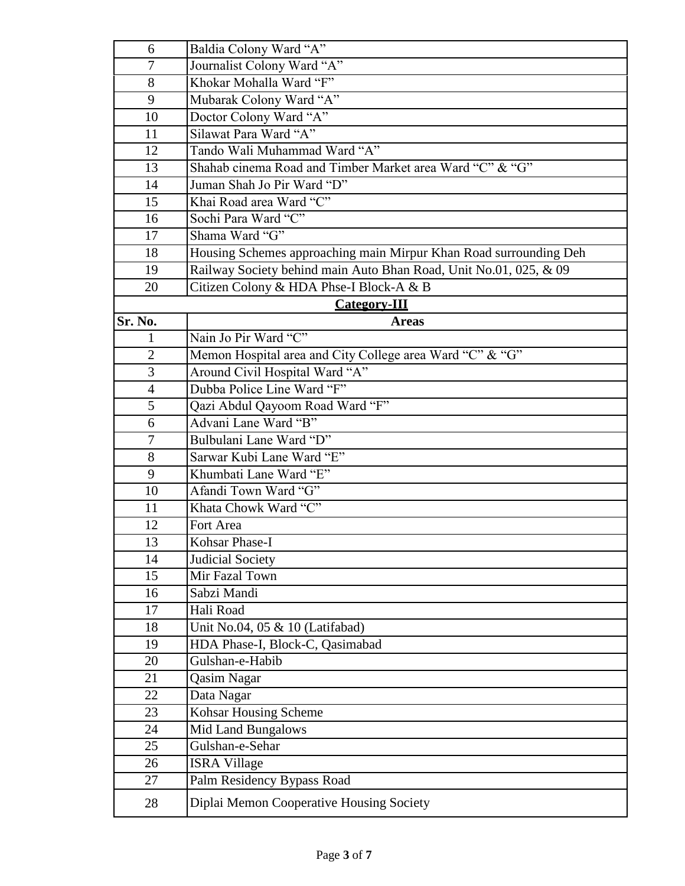| Sr. No. | Areas |
|---|---|
| 6 | Baldia Colony Ward "A" |
| 7 | Journalist Colony Ward "A" |
| 8 | Khokar Mohalla Ward "F" |
| 9 | Mubarak Colony Ward "A" |
| 10 | Doctor Colony Ward "A" |
| 11 | Silawat Para Ward "A" |
| 12 | Tando Wali Muhammad Ward "A" |
| 13 | Shahab cinema Road and Timber Market area Ward "C" & "G" |
| 14 | Juman Shah Jo Pir Ward "D" |
| 15 | Khai Road area Ward "C" |
| 16 | Sochi Para Ward "C" |
| 17 | Shama Ward "G" |
| 18 | Housing Schemes approaching main Mirpur Khan Road surrounding Deh |
| 19 | Railway Society behind main Auto Bhan Road, Unit No.01, 025, & 09 |
| 20 | Citizen Colony & HDA Phse-I Block-A & B |

**Category-III**

| Sr. No. | Areas |
|---|---|
| 1 | Nain Jo Pir Ward "C" |
| 2 | Memon Hospital area and City College area Ward "C" & "G" |
| 3 | Around Civil Hospital Ward "A" |
| 4 | Dubba Police Line Ward "F" |
| 5 | Qazi Abdul Qayoom Road Ward "F" |
| 6 | Advani Lane Ward "B" |
| 7 | Bulbulani Lane Ward "D" |
| 8 | Sarwar Kubi Lane Ward "E" |
| 9 | Khumbati Lane Ward "E" |
| 10 | Afandi Town Ward "G" |
| 11 | Khata Chowk Ward "C" |
| 12 | Fort Area |
| 13 | Kohsar Phase-I |
| 14 | Judicial Society |
| 15 | Mir Fazal Town |
| 16 | Sabzi Mandi |
| 17 | Hali Road |
| 18 | Unit No.04, 05 & 10 (Latifabad) |
| 19 | HDA Phase-I, Block-C, Qasimabad |
| 20 | Gulshan-e-Habib |
| 21 | Qasim Nagar |
| 22 | Data Nagar |
| 23 | Kohsar Housing Scheme |
| 24 | Mid Land Bungalows |
| 25 | Gulshan-e-Sehar |
| 26 | ISRA Village |
| 27 | Palm Residency Bypass Road |
| 28 | Diplai Memon Cooperative Housing Society |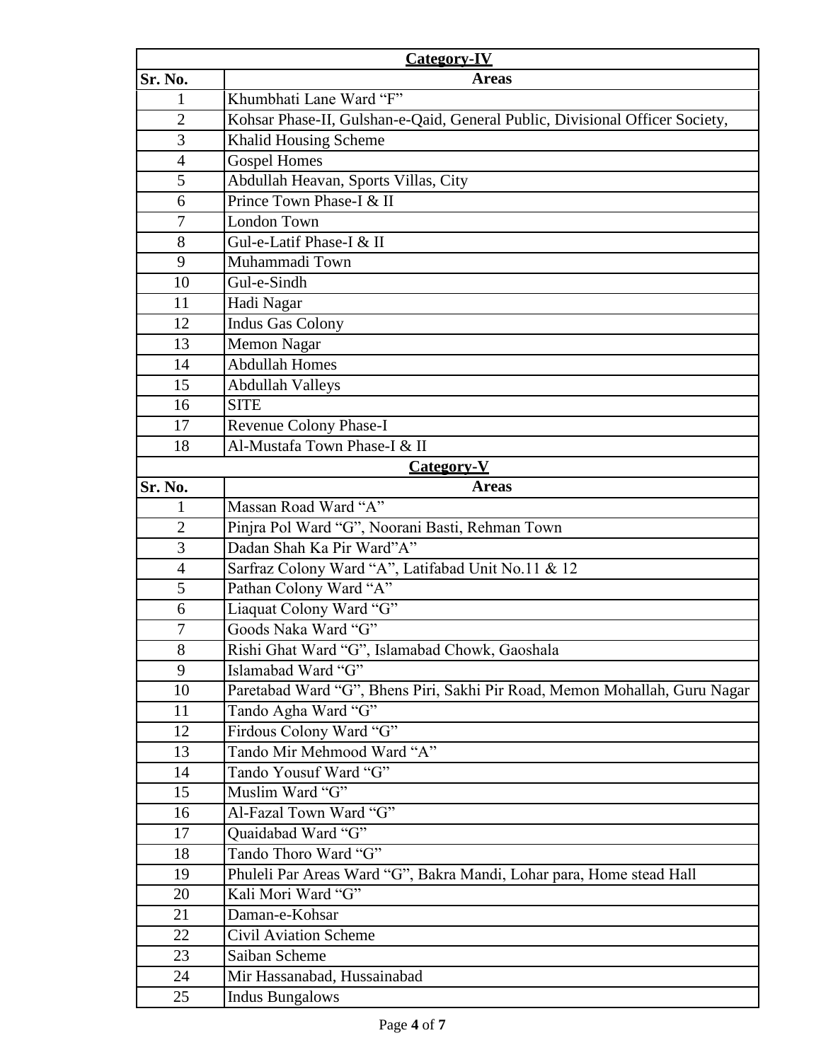| Category-IV | |
|---|---|
| Sr. No. | Areas |
| 1 | Khumbhati Lane Ward “F” |
| 2 | Kohsar Phase-II, Gulshan-e-Qaid, General Public, Divisional Officer Society, |
| 3 | Khalid Housing Scheme |
| 4 | Gospel Homes |
| 5 | Abdullah Heavan, Sports Villas, City |
| 6 | Prince Town Phase-I & II |
| 7 | London Town |
| 8 | Gul-e-Latif Phase-I & II |
| 9 | Muhammadi Town |
| 10 | Gul-e-Sindh |
| 11 | Hadi Nagar |
| 12 | Indus Gas Colony |
| 13 | Memon Nagar |
| 14 | Abdullah Homes |
| 15 | Abdullah Valleys |
| 16 | SITE |
| 17 | Revenue Colony Phase-I |
| 18 | Al-Mustafa Town Phase-I & II |

| Category-V | |
|---|---|
| Sr. No. | Areas |
| 1 | Massan Road Ward “A” |
| 2 | Pinjra Pol Ward “G”, Noorani Basti, Rehman Town |
| 3 | Dadan Shah Ka Pir Ward”A” |
| 4 | Sarfraz Colony Ward “A”, Latifabad Unit No.11 & 12 |
| 5 | Pathan Colony Ward “A” |
| 6 | Liaquat Colony Ward “G” |
| 7 | Goods Naka Ward “G” |
| 8 | Rishi Ghat Ward “G”, Islamabad Chowk, Gaoshala |
| 9 | Islamabad Ward “G” |
| 10 | Paretabad Ward “G”, Bhens Piri, Sakhi Pir Road, Memon Mohallah, Guru Nagar |
| 11 | Tando Agha Ward “G” |
| 12 | Firdous Colony Ward “G” |
| 13 | Tando Mir Mehmood Ward “A” |
| 14 | Tando Yousuf Ward “G” |
| 15 | Muslim Ward “G” |
| 16 | Al-Fazal Town Ward “G” |
| 17 | Quaidabad Ward “G” |
| 18 | Tando Thoro Ward “G” |
| 19 | Phuleli Par Areas Ward “G”, Bakra Mandi, Lohar para, Home stead Hall |
| 20 | Kali Mori Ward “G” |
| 21 | Daman-e-Kohsar |
| 22 | Civil Aviation Scheme |
| 23 | Saiban Scheme |
| 24 | Mir Hassanabad, Hussainabad |
| 25 | Indus Bungalows |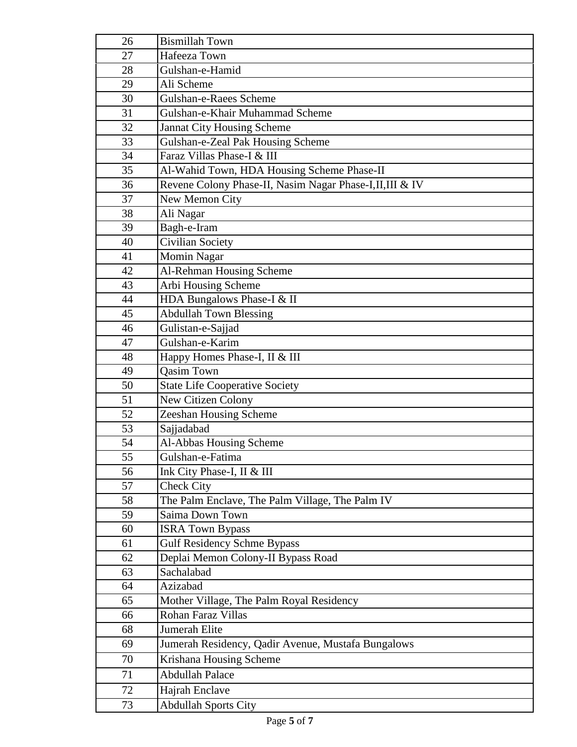| 26 | Bismillah Town |
|---|---|
| 27 | Hafeeza Town |
| 28 | Gulshan-e-Hamid |
| 29 | Ali Scheme |
| 30 | Gulshan-e-Raees Scheme |
| 31 | Gulshan-e-Khair Muhammad Scheme |
| 32 | Jannat City Housing Scheme |
| 33 | Gulshan-e-Zeal Pak Housing Scheme |
| 34 | Faraz Villas Phase-I & III |
| 35 | Al-Wahid Town, HDA Housing Scheme Phase-II |
| 36 | Revene Colony Phase-II, Nasim Nagar Phase-I,II,III & IV |
| 37 | New Memon City |
| 38 | Ali Nagar |
| 39 | Bagh-e-Iram |
| 40 | Civilian Society |
| 41 | Momin Nagar |
| 42 | Al-Rehman Housing Scheme |
| 43 | Arbi Housing Scheme |
| 44 | HDA Bungalows Phase-I & II |
| 45 | Abdullah Town Blessing |
| 46 | Gulistan-e-Sajjad |
| 47 | Gulshan-e-Karim |
| 48 | Happy Homes Phase-I, II & III |
| 49 | Qasim Town |
| 50 | State Life Cooperative Society |
| 51 | New Citizen Colony |
| 52 | Zeeshan Housing Scheme |
| 53 | Sajjadabad |
| 54 | Al-Abbas Housing Scheme |
| 55 | Gulshan-e-Fatima |
| 56 | Ink City Phase-I, II & III |
| 57 | Check City |
| 58 | The Palm Enclave, The Palm Village, The Palm IV |
| 59 | Saima Down Town |
| 60 | ISRA Town Bypass |
| 61 | Gulf Residency Schme Bypass |
| 62 | Deplai Memon Colony-II Bypass Road |
| 63 | Sachalabad |
| 64 | Azizabad |
| 65 | Mother Village, The Palm Royal Residency |
| 66 | Rohan Faraz Villas |
| 68 | Jumerah Elite |
| 69 | Jumerah Residency, Qadir Avenue, Mustafa Bungalows |
| 70 | Krishana Housing Scheme |
| 71 | Abdullah Palace |
| 72 | Hajrah Enclave |
| 73 | Abdullah Sports City |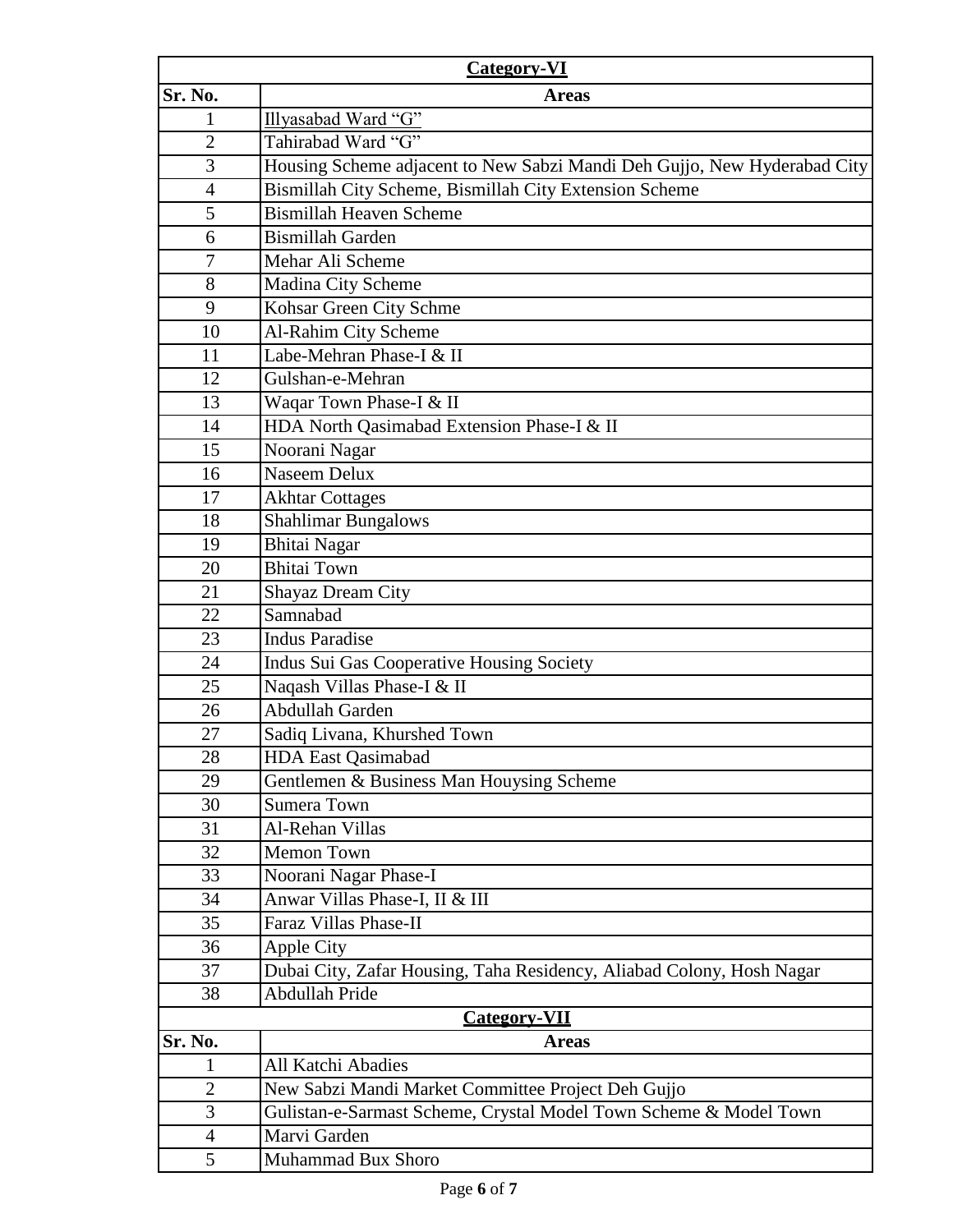| Category-VI | |
|---|---|
| **Sr. No.** | **Areas** |
| 1 | Illyasabad Ward "G" |
| 2 | Tahirabad Ward "G" |
| 3 | Housing Scheme adjacent to New Sabzi Mandi Deh Gujjo, New Hyderabad City |
| 4 | Bismillah City Scheme, Bismillah City Extension Scheme |
| 5 | Bismillah Heaven Scheme |
| 6 | Bismillah Garden |
| 7 | Mehar Ali Scheme |
| 8 | Madina City Scheme |
| 9 | Kohsar Green City Schme |
| 10 | Al-Rahim City Scheme |
| 11 | Labe-Mehran Phase-I & II |
| 12 | Gulshan-e-Mehran |
| 13 | Waqar Town Phase-I & II |
| 14 | HDA North Qasimabad Extension Phase-I & II |
| 15 | Noorani Nagar |
| 16 | Naseem Delux |
| 17 | Akhtar Cottages |
| 18 | Shahlimar Bungalows |
| 19 | Bhitai Nagar |
| 20 | Bhitai Town |
| 21 | Shayaz Dream City |
| 22 | Samnabad |
| 23 | Indus Paradise |
| 24 | Indus Sui Gas Cooperative Housing Society |
| 25 | Naqash Villas Phase-I & II |
| 26 | Abdullah Garden |
| 27 | Sadiq Livana, Khurshed Town |
| 28 | HDA East Qasimabad |
| 29 | Gentlemen & Business Man Houysing Scheme |
| 30 | Sumera Town |
| 31 | Al-Rehan Villas |
| 32 | Memon Town |
| 33 | Noorani Nagar Phase-I |
| 34 | Anwar Villas Phase-I, II & III |
| 35 | Faraz Villas Phase-II |
| 36 | Apple City |
| 37 | Dubai City, Zafar Housing, Taha Residency, Aliabad Colony, Hosh Nagar |
| 38 | Abdullah Pride |

| Category-VII | |
|---|---|
| **Sr. No.** | **Areas** |
| 1 | All Katchi Abadies |
| 2 | New Sabzi Mandi Market Committee Project Deh Gujjo |
| 3 | Gulistan-e-Sarmast Scheme, Crystal Model Town Scheme & Model Town |
| 4 | Marvi Garden |
| 5 | Muhammad Bux Shoro |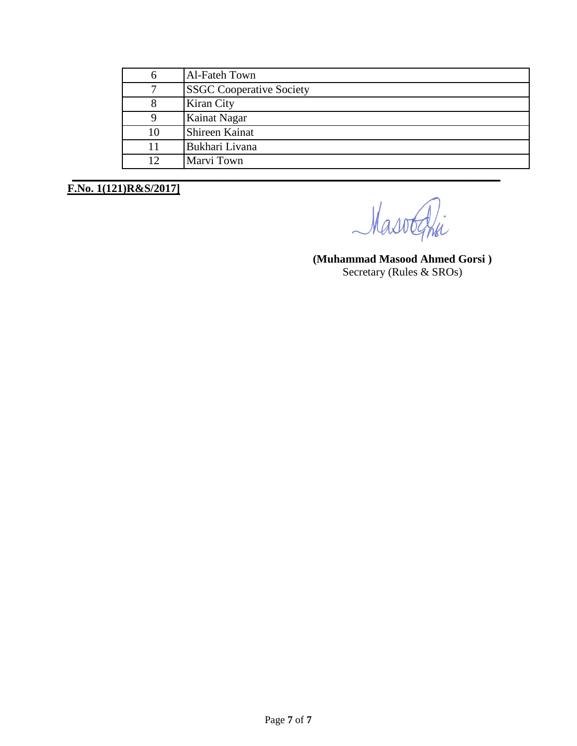| | |
|---|---|
| 6 | Al-Fateh Town |
| 7 | SSGC Cooperative Society |
| 8 | Kiran City |
| 9 | Kainat Nagar |
| 10 | Shireen Kainat |
| 11 | Bukhari Livana |
| 12 | Marvi Town |

**F.No. 1(121)R&S/2017]**

**(Muhammad Masood Ahmed Gorsi )**
Secretary (Rules & SROs)